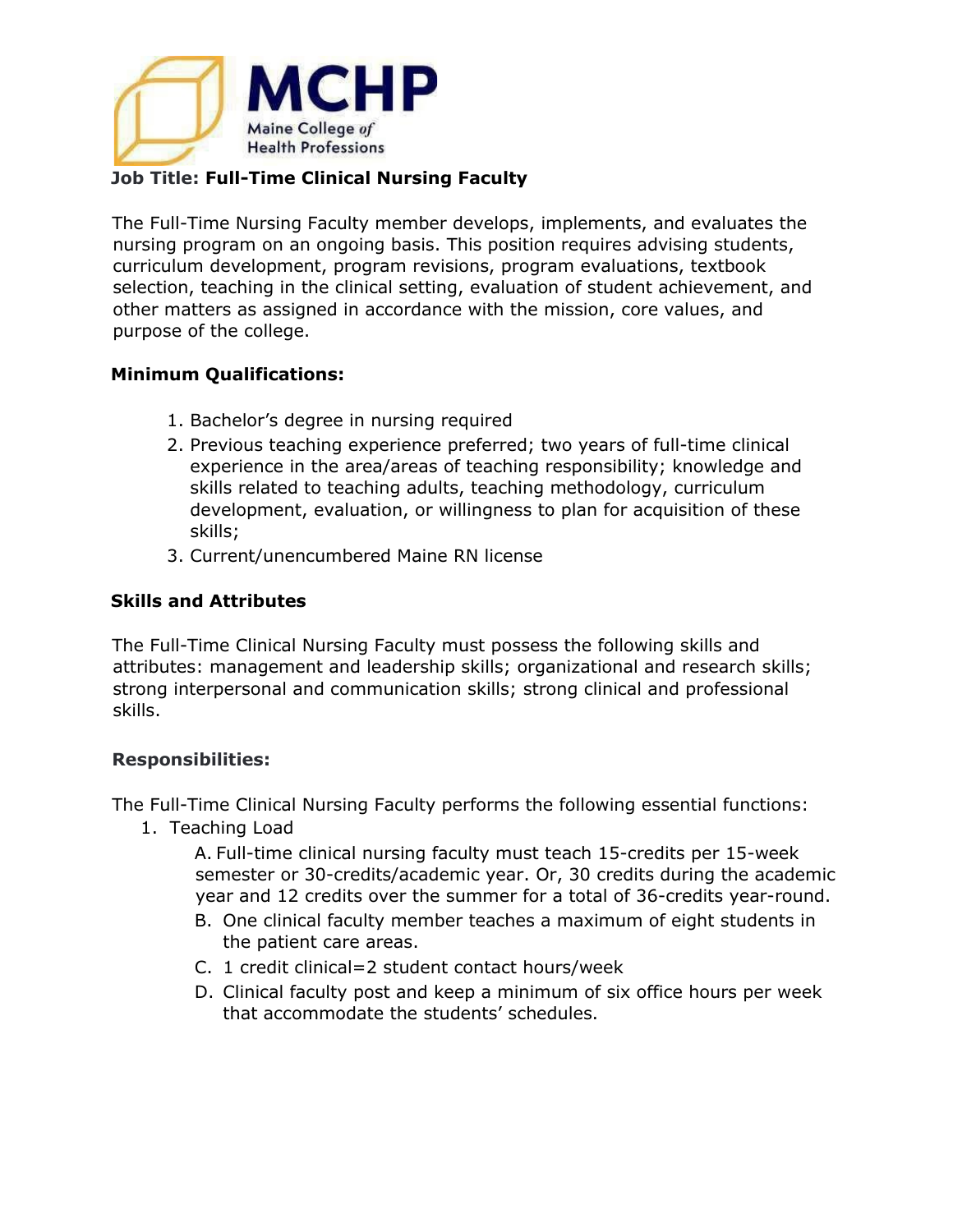MCHP

Maine College *of* Health Professions

**Job Title: Full-Time Clinical Nursing Faculty**

The Full-Time Nursing Faculty member develops, implements, and evaluates the nursing program on an ongoing basis. This position requires advising students, curriculum development, program revisions, program evaluations, textbook selection, teaching in the clinical setting, evaluation of student achievement, and other matters as assigned in accordance with the mission, core values, and purpose of the college.

**Minimum Qualifications:**

1. Bachelor's degree in nursing required
2. Previous teaching experience preferred; two years of full-time clinical experience in the area/areas of teaching responsibility; knowledge and skills related to teaching adults, teaching methodology, curriculum development, evaluation, or willingness to plan for acquisition of these skills;
3. Current/unencumbered Maine RN license

**Skills and Attributes**

The Full-Time Clinical Nursing Faculty must possess the following skills and attributes: management and leadership skills; organizational and research skills; strong interpersonal and communication skills; strong clinical and professional skills.

**Responsibilities:**

The Full-Time Clinical Nursing Faculty performs the following essential functions:

1. Teaching Load
   - A. Full-time clinical nursing faculty must teach 15-credits per 15-week semester or 30-credits/academic year. Or, 30 credits during the academic year and 12 credits over the summer for a total of 36-credits year-round.
   - B. One clinical faculty member teaches a maximum of eight students in the patient care areas.
   - C. 1 credit clinical=2 student contact hours/week
   - D. Clinical faculty post and keep a minimum of six office hours per week that accommodate the students' schedules.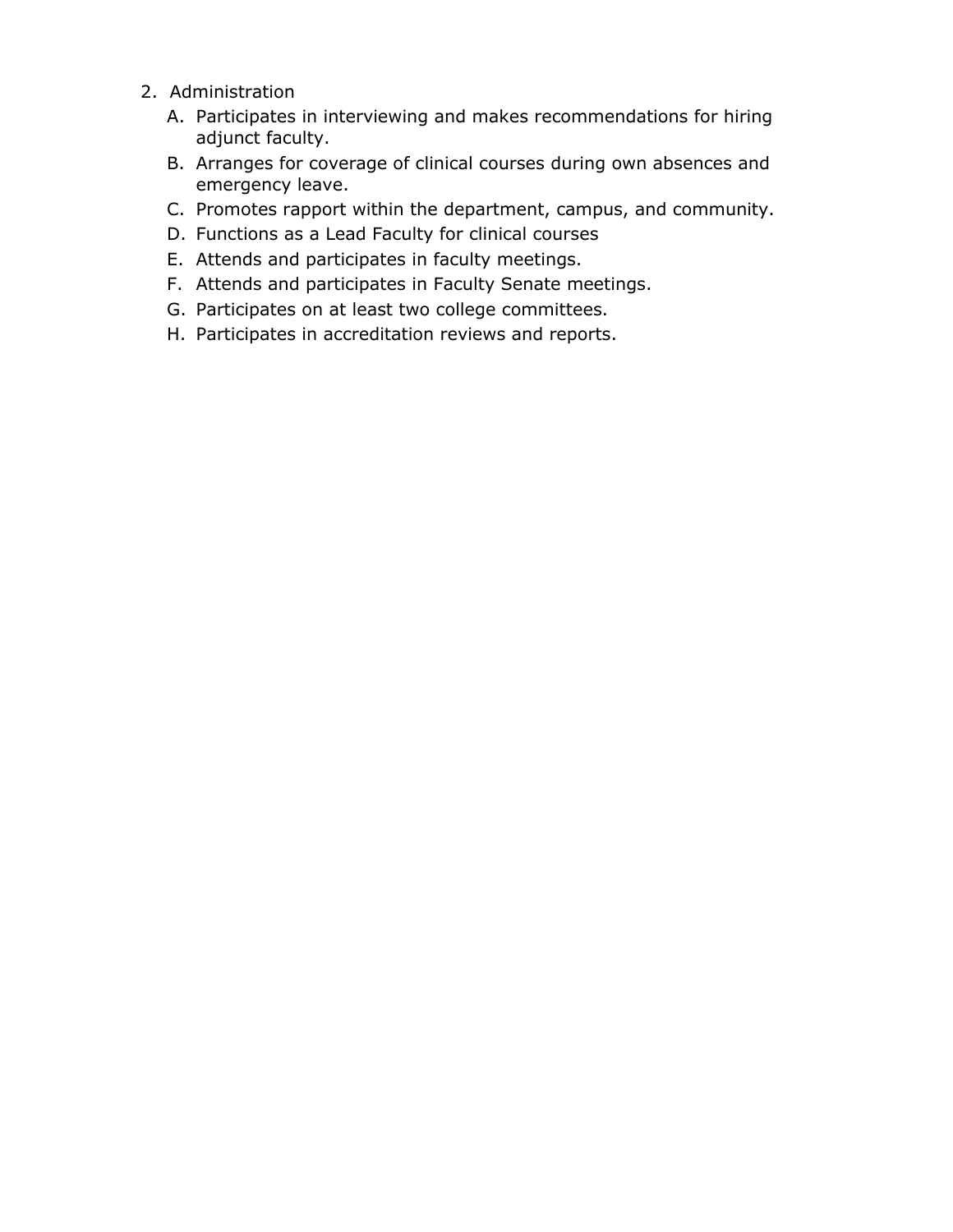2. Administration
   A. Participates in interviewing and makes recommendations for hiring adjunct faculty.
   B. Arranges for coverage of clinical courses during own absences and emergency leave.
   C. Promotes rapport within the department, campus, and community.
   D. Functions as a Lead Faculty for clinical courses
   E. Attends and participates in faculty meetings.
   F. Attends and participates in Faculty Senate meetings.
   G. Participates on at least two college committees.
   H. Participates in accreditation reviews and reports.